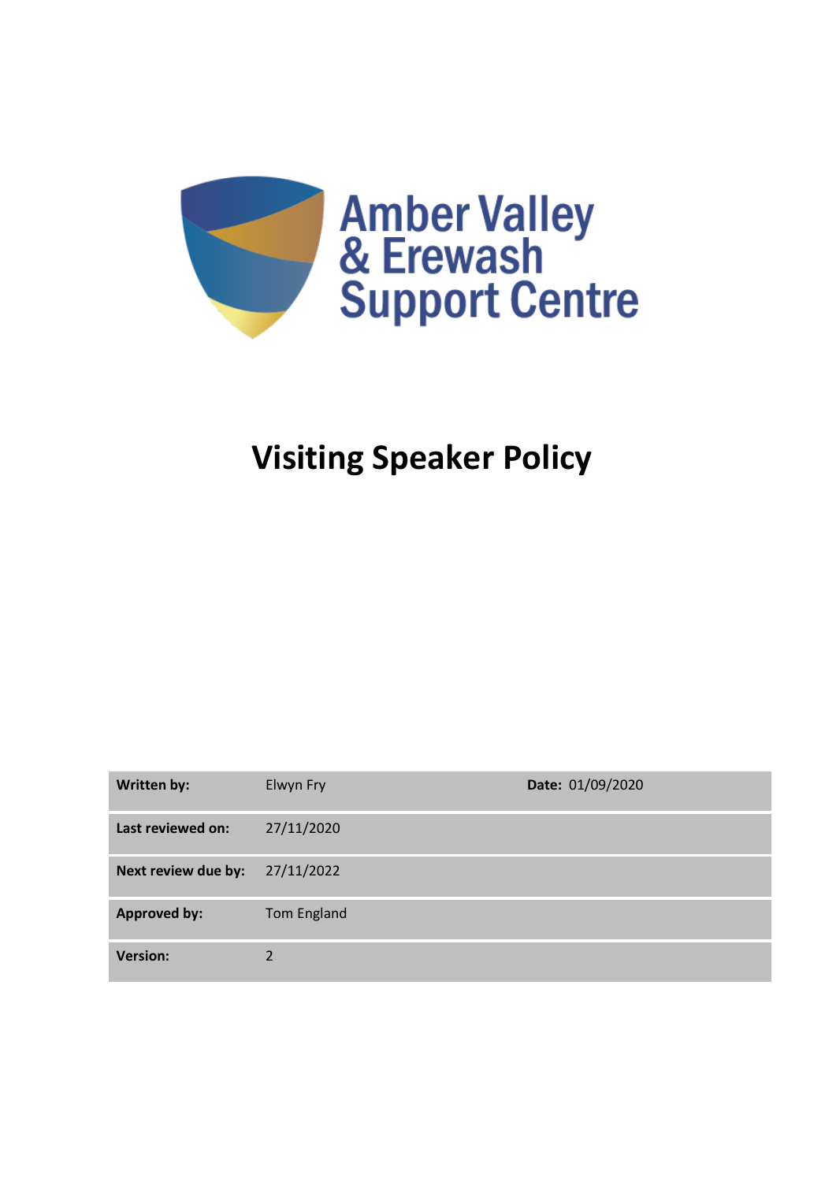Amber Valley & Erewash Support Centre

# Visiting Speaker Policy

| Written by: | Elwyn Fry | Date: 01/09/2020 |
|---|---|---|
| Last reviewed on: | 27/11/2020 | |
| Next review due by: | 27/11/2022 | |
| Approved by: | Tom England | |
| Version: | 2 | |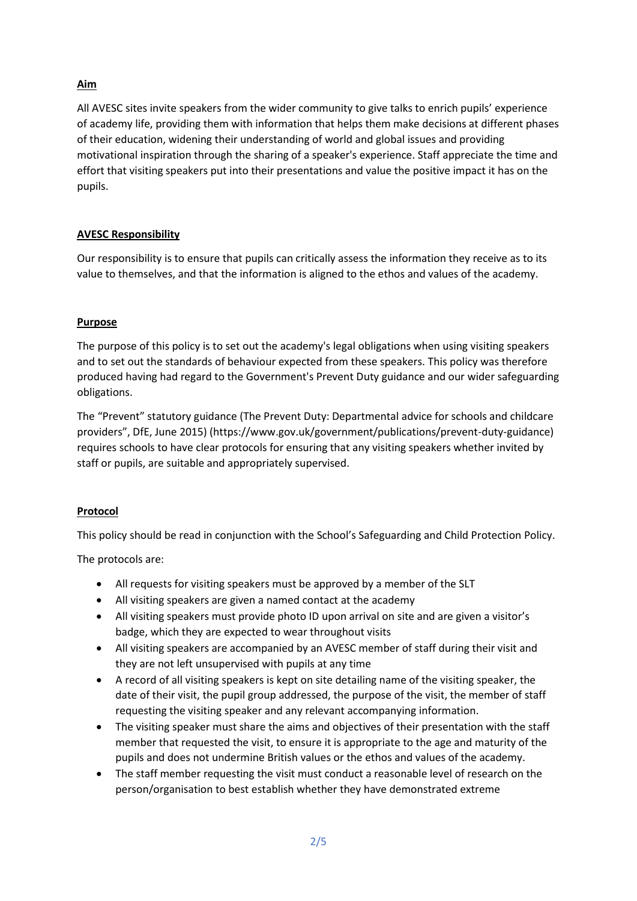**Aim**

All AVESC sites invite speakers from the wider community to give talks to enrich pupils' experience of academy life, providing them with information that helps them make decisions at different phases of their education, widening their understanding of world and global issues and providing motivational inspiration through the sharing of a speaker's experience. Staff appreciate the time and effort that visiting speakers put into their presentations and value the positive impact it has on the pupils.

**AVESC Responsibility**

Our responsibility is to ensure that pupils can critically assess the information they receive as to its value to themselves, and that the information is aligned to the ethos and values of the academy.

**Purpose**

The purpose of this policy is to set out the academy's legal obligations when using visiting speakers and to set out the standards of behaviour expected from these speakers. This policy was therefore produced having had regard to the Government's Prevent Duty guidance and our wider safeguarding obligations.

The "Prevent" statutory guidance (The Prevent Duty: Departmental advice for schools and childcare providers", DfE, June 2015) (https://www.gov.uk/government/publications/prevent-duty-guidance) requires schools to have clear protocols for ensuring that any visiting speakers whether invited by staff or pupils, are suitable and appropriately supervised.

**Protocol**

This policy should be read in conjunction with the School's Safeguarding and Child Protection Policy.

The protocols are:

- All requests for visiting speakers must be approved by a member of the SLT
- All visiting speakers are given a named contact at the academy
- All visiting speakers must provide photo ID upon arrival on site and are given a visitor's badge, which they are expected to wear throughout visits
- All visiting speakers are accompanied by an AVESC member of staff during their visit and they are not left unsupervised with pupils at any time
- A record of all visiting speakers is kept on site detailing name of the visiting speaker, the date of their visit, the pupil group addressed, the purpose of the visit, the member of staff requesting the visiting speaker and any relevant accompanying information.
- The visiting speaker must share the aims and objectives of their presentation with the staff member that requested the visit, to ensure it is appropriate to the age and maturity of the pupils and does not undermine British values or the ethos and values of the academy.
- The staff member requesting the visit must conduct a reasonable level of research on the person/organisation to best establish whether they have demonstrated extreme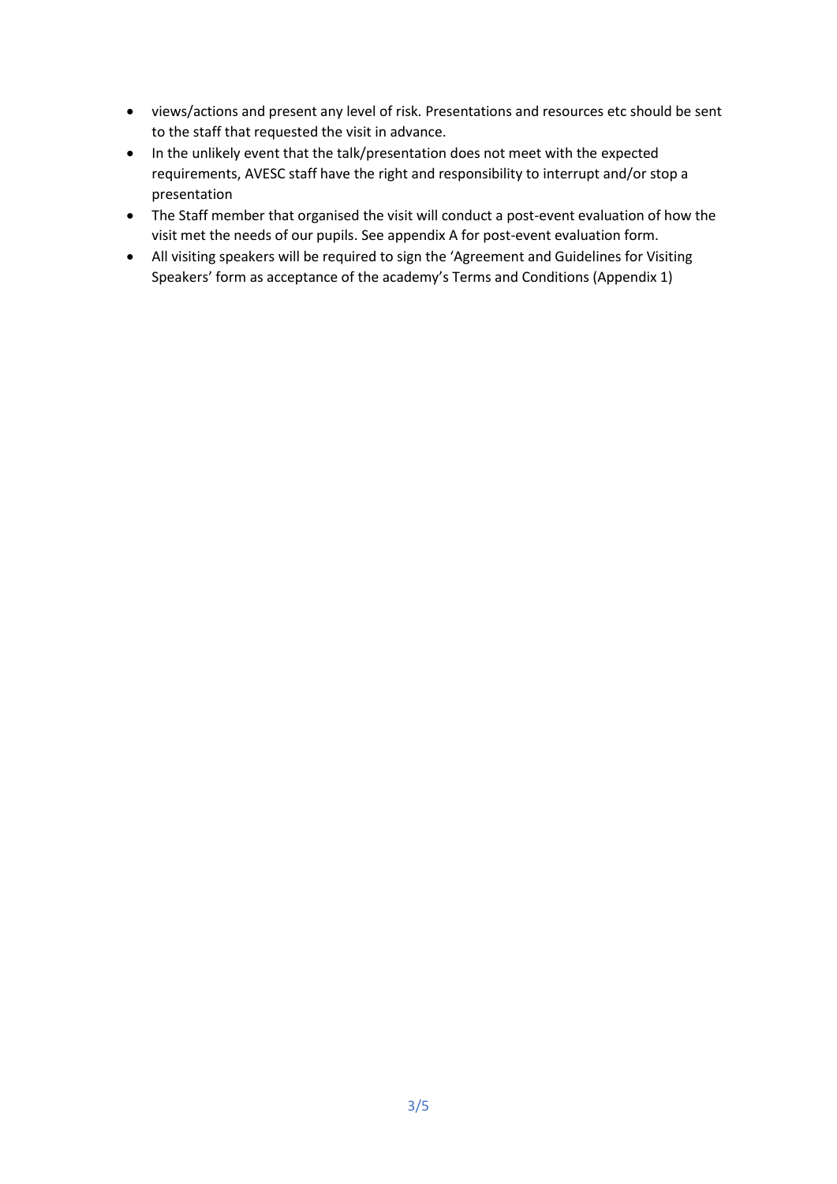- views/actions and present any level of risk. Presentations and resources etc should be sent to the staff that requested the visit in advance.
- In the unlikely event that the talk/presentation does not meet with the expected requirements, AVESC staff have the right and responsibility to interrupt and/or stop a presentation
- The Staff member that organised the visit will conduct a post-event evaluation of how the visit met the needs of our pupils. See appendix A for post-event evaluation form.
- All visiting speakers will be required to sign the 'Agreement and Guidelines for Visiting Speakers' form as acceptance of the academy's Terms and Conditions (Appendix 1)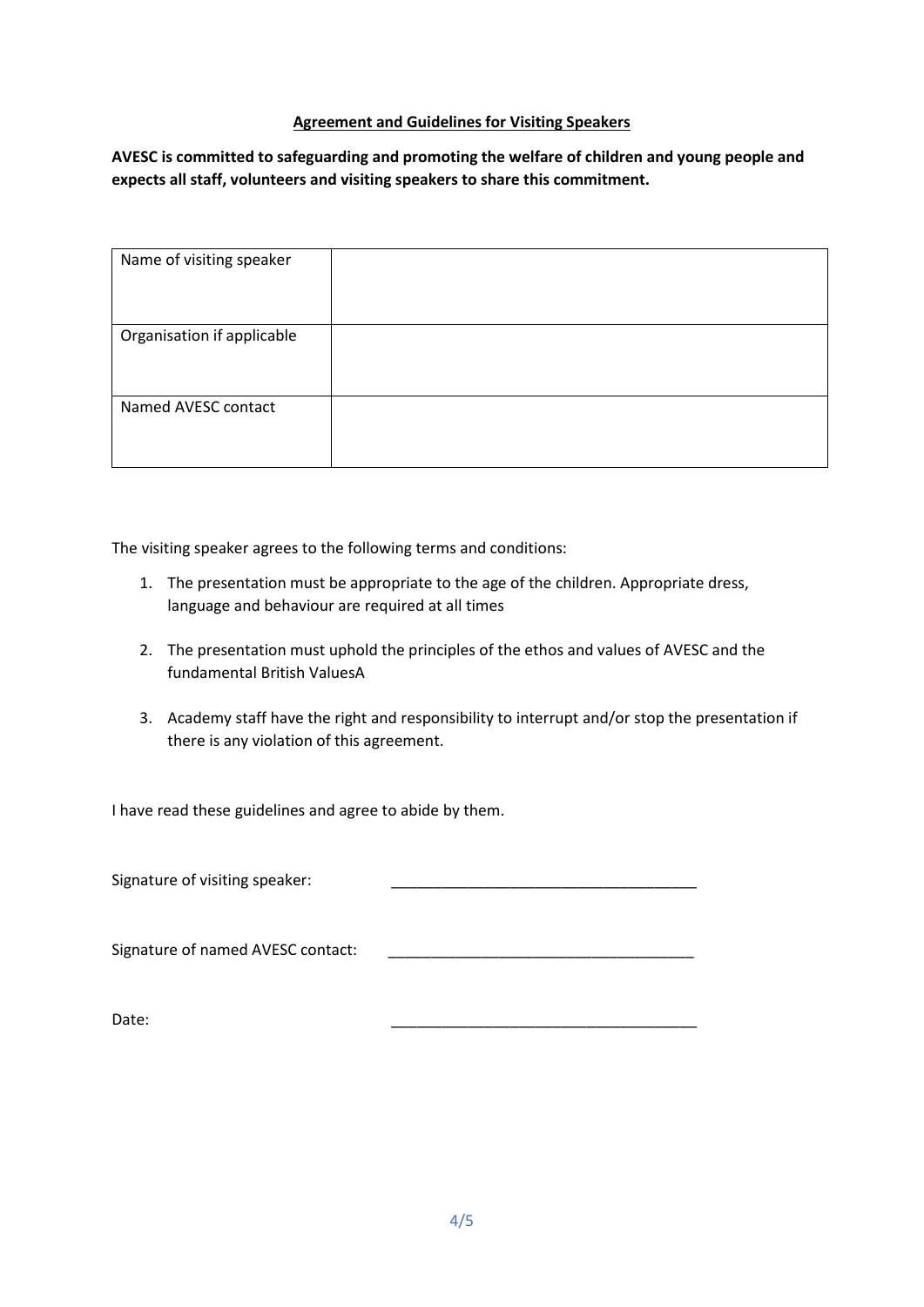## Agreement and Guidelines for Visiting Speakers

**AVESC is committed to safeguarding and promoting the welfare of children and young people and expects all staff, volunteers and visiting speakers to share this commitment.**

| Name of visiting speaker | |
|---|---|
| Organisation if applicable | |
| Named AVESC contact | |

The visiting speaker agrees to the following terms and conditions:

1. The presentation must be appropriate to the age of the children. Appropriate dress, language and behaviour are required at all times
2. The presentation must uphold the principles of the ethos and values of AVESC and the fundamental British ValuesA
3. Academy staff have the right and responsibility to interrupt and/or stop the presentation if there is any violation of this agreement.

I have read these guidelines and agree to abide by them.

Signature of visiting speaker: ____________________________________

Signature of named AVESC contact: ____________________________________

Date: ____________________________________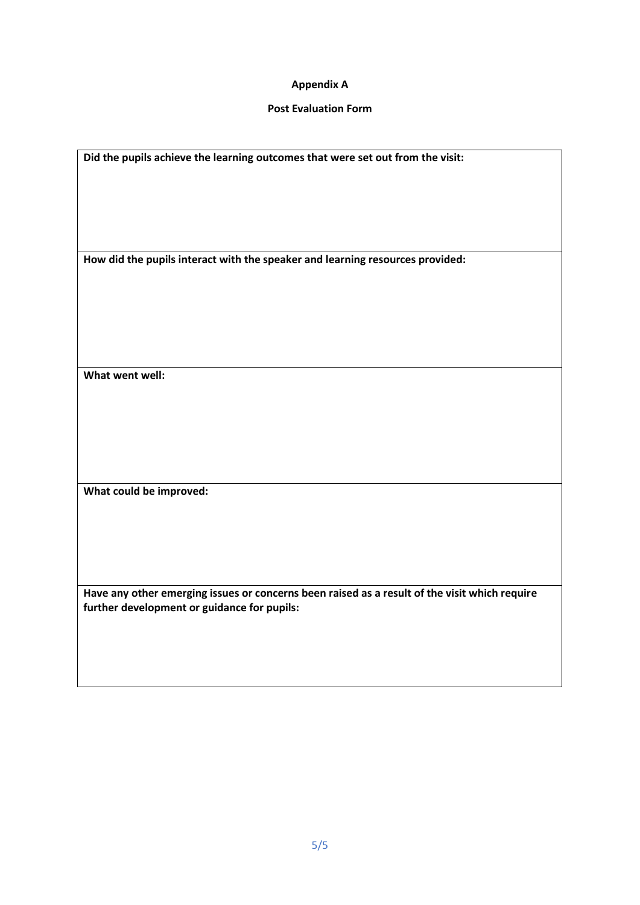**Appendix A**

**Post Evaluation Form**

| |
|---|
| **Did the pupils achieve the learning outcomes that were set out from the visit:** |
| **How did the pupils interact with the speaker and learning resources provided:** |
| **What went well:** |
| **What could be improved:** |
| **Have any other emerging issues or concerns been raised as a result of the visit which require further development or guidance for pupils:** |